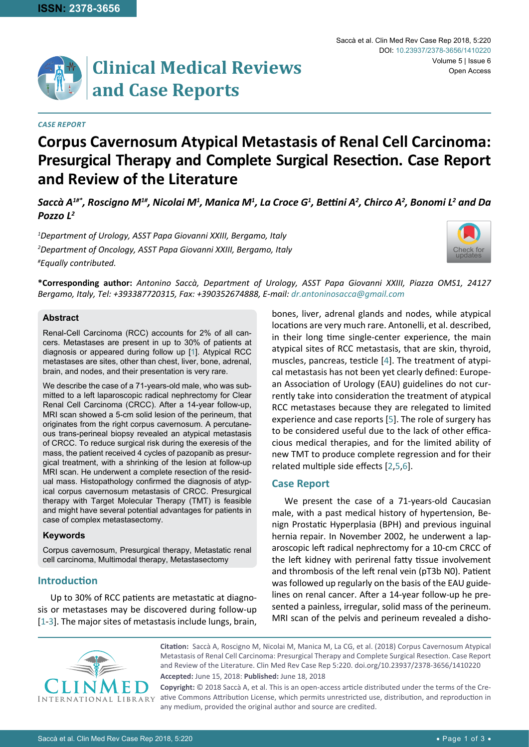*CASE REPORT*

# Corpus Cavernosum Atypical Metastasis of Renal Cell Carcinoma: Presurgical Therapy and Complete Surgical Resection. Case Report and Review of the Literature

***Saccà A[1#*], Roscigno M[1#], Nicolai M[1], Manica M[1], La Croce G[1], Bettini A[2], Chirco A[2], Bonomi L[2] and Da Pozzo L[2]***

*[1]Department of Urology, ASST Papa Giovanni XXIII, Bergamo, Italy*
*[2]Department of Oncology, ASST Papa Giovanni XXIII, Bergamo, Italy*
*[#]Equally contributed.*

**\*Corresponding author:** *Antonino Saccà, Department of Urology, ASST Papa Giovanni XXIII, Piazza OMS1, 24127 Bergamo, Italy, Tel: +393387720315, Fax: +390352674888, E-mail: dr.antoninosacca@gmail.com*

### Abstract

Renal-Cell Carcinoma (RCC) accounts for 2% of all cancers. Metastases are present in up to 30% of patients at diagnosis or appeared during follow up [1]. Atypical RCC metastases are sites, other than chest, liver, bone, adrenal, brain, and nodes, and their presentation is very rare.

We describe the case of a 71-years-old male, who was submitted to a left laparoscopic radical nephrectomy for Clear Renal Cell Carcinoma (CRCC). After a 14-year follow-up, MRI scan showed a 5-cm solid lesion of the perineum, that originates from the right corpus cavernosum. A percutaneous trans-perineal biopsy revealed an atypical metastasis of CRCC. To reduce surgical risk during the exeresis of the mass, the patient received 4 cycles of pazopanib as presurgical treatment, with a shrinking of the lesion at follow-up MRI scan. He underwent a complete resection of the residual mass. Histopathology confirmed the diagnosis of atypical corpus cavernosum metastasis of CRCC. Presurgical therapy with Target Molecular Therapy (TMT) is feasible and might have several potential advantages for patients in case of complex metastasectomy.

### Keywords

Corpus cavernosum, Presurgical therapy, Metastatic renal cell carcinoma, Multimodal therapy, Metastasectomy

## Introduction

Up to 30% of RCC patients are metastatic at diagnosis or metastases may be discovered during follow-up [1-3]. The major sites of metastasis include lungs, brain, bones, liver, adrenal glands and nodes, while atypical locations are very much rare. Antonelli, et al. described, in their long time single-center experience, the main atypical sites of RCC metastasis, that are skin, thyroid, muscles, pancreas, testicle [4]. The treatment of atypical metastasis has not been yet clearly defined: European Association of Urology (EAU) guidelines do not currently take into consideration the treatment of atypical RCC metastases because they are relegated to limited experience and case reports [5]. The role of surgery has to be considered useful due to the lack of other efficacious medical therapies, and for the limited ability of new TMT to produce complete regression and for their related multiple side effects [2,5,6].

## Case Report

We present the case of a 71-years-old Caucasian male, with a past medical history of hypertension, Benign Prostatic Hyperplasia (BPH) and previous inguinal hernia repair. In November 2002, he underwent a laparoscopic left radical nephrectomy for a 10-cm CRCC of the left kidney with perirenal fatty tissue involvement and thrombosis of the left renal vein (pT3b N0). Patient was followed up regularly on the basis of the EAU guidelines on renal cancer. After a 14-year follow-up he presented a painless, irregular, solid mass of the perineum. MRI scan of the pelvis and perineum revealed a disho-

**Citation:** Saccà A, Roscigno M, Nicolai M, Manica M, La CG, et al. (2018) Corpus Cavernosum Atypical Metastasis of Renal Cell Carcinoma: Presurgical Therapy and Complete Surgical Resection. Case Report and Review of the Literature. Clin Med Rev Case Rep 5:220. doi.org/10.23937/2378-3656/1410220

**Accepted:** June 15, 2018: **Published:** June 18, 2018

**Copyright:** © 2018 Saccà A, et al. This is an open-access article distributed under the terms of the Creative Commons Attribution License, which permits unrestricted use, distribution, and reproduction in any medium, provided the original author and source are credited.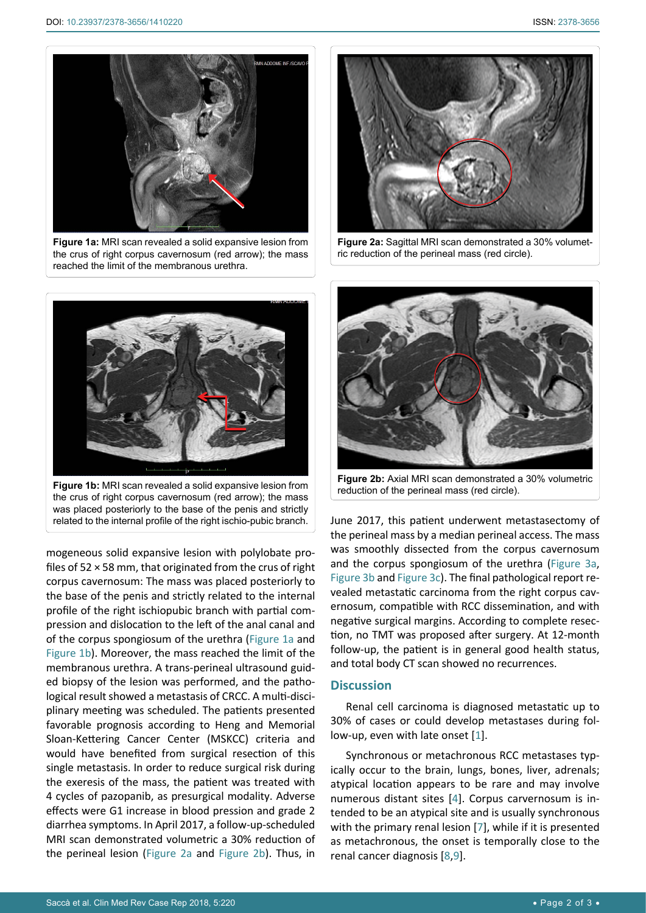**Figure 1a:** MRI scan revealed a solid expansive lesion from the crus of right corpus cavernosum (red arrow); the mass reached the limit of the membranous urethra.

**Figure 1b:** MRI scan revealed a solid expansive lesion from the crus of right corpus cavernosum (red arrow); the mass was placed posteriorly to the base of the penis and strictly related to the internal profile of the right ischio-pubic branch.

mogeneous solid expansive lesion with polylobate profiles of 52 × 58 mm, that originated from the crus of right corpus cavernosum: The mass was placed posteriorly to the base of the penis and strictly related to the internal profile of the right ischiopubic branch with partial compression and dislocation to the left of the anal canal and of the corpus spongiosum of the urethra (Figure 1a and Figure 1b). Moreover, the mass reached the limit of the membranous urethra. A trans-perineal ultrasound guided biopsy of the lesion was performed, and the pathological result showed a metastasis of CRCC. A multi-disciplinary meeting was scheduled. The patients presented favorable prognosis according to Heng and Memorial Sloan-Kettering Cancer Center (MSKCC) criteria and would have benefited from surgical resection of this single metastasis. In order to reduce surgical risk during the exeresis of the mass, the patient was treated with 4 cycles of pazopanib, as presurgical modality. Adverse effects were G1 increase in blood pression and grade 2 diarrhea symptoms. In April 2017, a follow-up-scheduled MRI scan demonstrated volumetric a 30% reduction of the perineal lesion (Figure 2a and Figure 2b). Thus, in June 2017, this patient underwent metastasectomy of the perineal mass by a median perineal access. The mass was smoothly dissected from the corpus cavernosum and the corpus spongiosum of the urethra (Figure 3a, Figure 3b and Figure 3c). The final pathological report revealed metastatic carcinoma from the right corpus cavernosum, compatible with RCC dissemination, and with negative surgical margins. According to complete resection, no TMT was proposed after surgery. At 12-month follow-up, the patient is in general good health status, and total body CT scan showed no recurrences.

**Figure 2a:** Sagittal MRI scan demonstrated a 30% volumetric reduction of the perineal mass (red circle).

**Figure 2b:** Axial MRI scan demonstrated a 30% volumetric reduction of the perineal mass (red circle).

## Discussion

Renal cell carcinoma is diagnosed metastatic up to 30% of cases or could develop metastases during follow-up, even with late onset [1].

Synchronous or metachronous RCC metastases typically occur to the brain, lungs, bones, liver, adrenals; atypical location appears to be rare and may involve numerous distant sites [4]. Corpus carvernosum is intended to be an atypical site and is usually synchronous with the primary renal lesion [7], while if it is presented as metachronous, the onset is temporally close to the renal cancer diagnosis [8,9].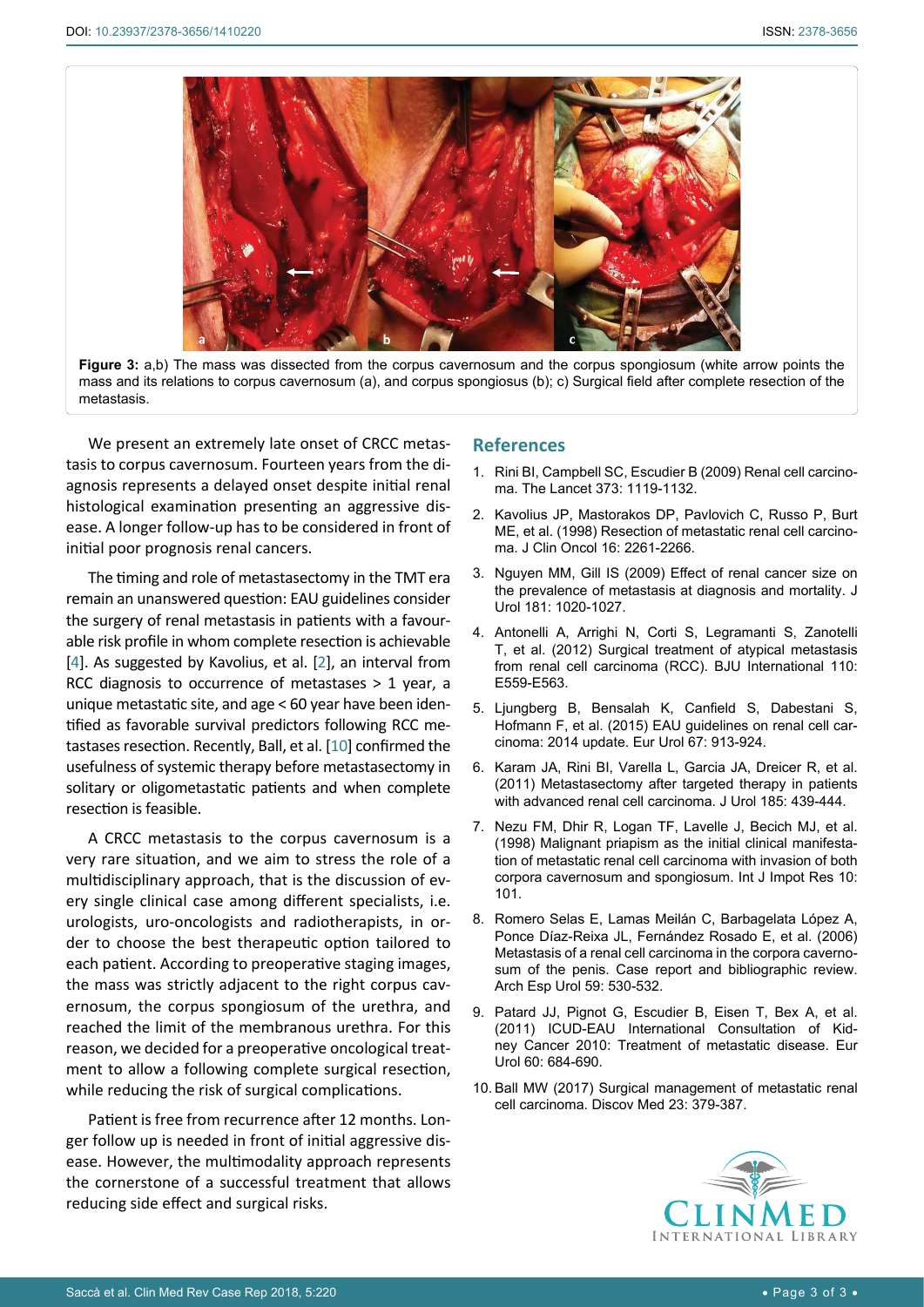Figure 3: a,b) The mass was dissected from the corpus cavernosum and the corpus spongiosum (white arrow points the mass and its relations to corpus cavernosum (a), and corpus spongiosus (b); c) Surgical field after complete resection of the metastasis.

We present an extremely late onset of CRCC metastasis to corpus cavernosum. Fourteen years from the diagnosis represents a delayed onset despite initial renal histological examination presenting an aggressive disease. A longer follow-up has to be considered in front of initial poor prognosis renal cancers.

The timing and role of metastasectomy in the TMT era remain an unanswered question: EAU guidelines consider the surgery of renal metastasis in patients with a favourable risk profile in whom complete resection is achievable [4]. As suggested by Kavolius, et al. [2], an interval from RCC diagnosis to occurrence of metastases > 1 year, a unique metastatic site, and age < 60 year have been identified as favorable survival predictors following RCC metastases resection. Recently, Ball, et al. [10] confirmed the usefulness of systemic therapy before metastasectomy in solitary or oligometastatic patients and when complete resection is feasible.

A CRCC metastasis to the corpus cavernosum is a very rare situation, and we aim to stress the role of a multidisciplinary approach, that is the discussion of every single clinical case among different specialists, i.e. urologists, uro-oncologists and radiotherapists, in order to choose the best therapeutic option tailored to each patient. According to preoperative staging images, the mass was strictly adjacent to the right corpus cavernosum, the corpus spongiosum of the urethra, and reached the limit of the membranous urethra. For this reason, we decided for a preoperative oncological treatment to allow a following complete surgical resection, while reducing the risk of surgical complications.

Patient is free from recurrence after 12 months. Longer follow up is needed in front of initial aggressive disease. However, the multimodality approach represents the cornerstone of a successful treatment that allows reducing side effect and surgical risks.

## References

1. Rini BI, Campbell SC, Escudier B (2009) Renal cell carcinoma. The Lancet 373: 1119-1132.
2. Kavolius JP, Mastorakos DP, Pavlovich C, Russo P, Burt ME, et al. (1998) Resection of metastatic renal cell carcinoma. J Clin Oncol 16: 2261-2266.
3. Nguyen MM, Gill IS (2009) Effect of renal cancer size on the prevalence of metastasis at diagnosis and mortality. J Urol 181: 1020-1027.
4. Antonelli A, Arrighi N, Corti S, Legramanti S, Zanotelli T, et al. (2012) Surgical treatment of atypical metastasis from renal cell carcinoma (RCC). BJU International 110: E559-E563.
5. Ljungberg B, Bensalah K, Canfield S, Dabestani S, Hofmann F, et al. (2015) EAU guidelines on renal cell carcinoma: 2014 update. Eur Urol 67: 913-924.
6. Karam JA, Rini BI, Varella L, Garcia JA, Dreicer R, et al. (2011) Metastasectomy after targeted therapy in patients with advanced renal cell carcinoma. J Urol 185: 439-444.
7. Nezu FM, Dhir R, Logan TF, Lavelle J, Becich MJ, et al. (1998) Malignant priapism as the initial clinical manifestation of metastatic renal cell carcinoma with invasion of both corpora cavernosum and spongiosum. Int J Impot Res 10: 101.
8. Romero Selas E, Lamas Meilán C, Barbagelata López A, Ponce Díaz-Reixa JL, Fernández Rosado E, et al. (2006) Metastasis of a renal cell carcinoma in the corpora cavernosum of the penis. Case report and bibliographic review. Arch Esp Urol 59: 530-532.
9. Patard JJ, Pignot G, Escudier B, Eisen T, Bex A, et al. (2011) ICUD-EAU International Consultation of Kidney Cancer 2010: Treatment of metastatic disease. Eur Urol 60: 684-690.
10. Ball MW (2017) Surgical management of metastatic renal cell carcinoma. Discov Med 23: 379-387.